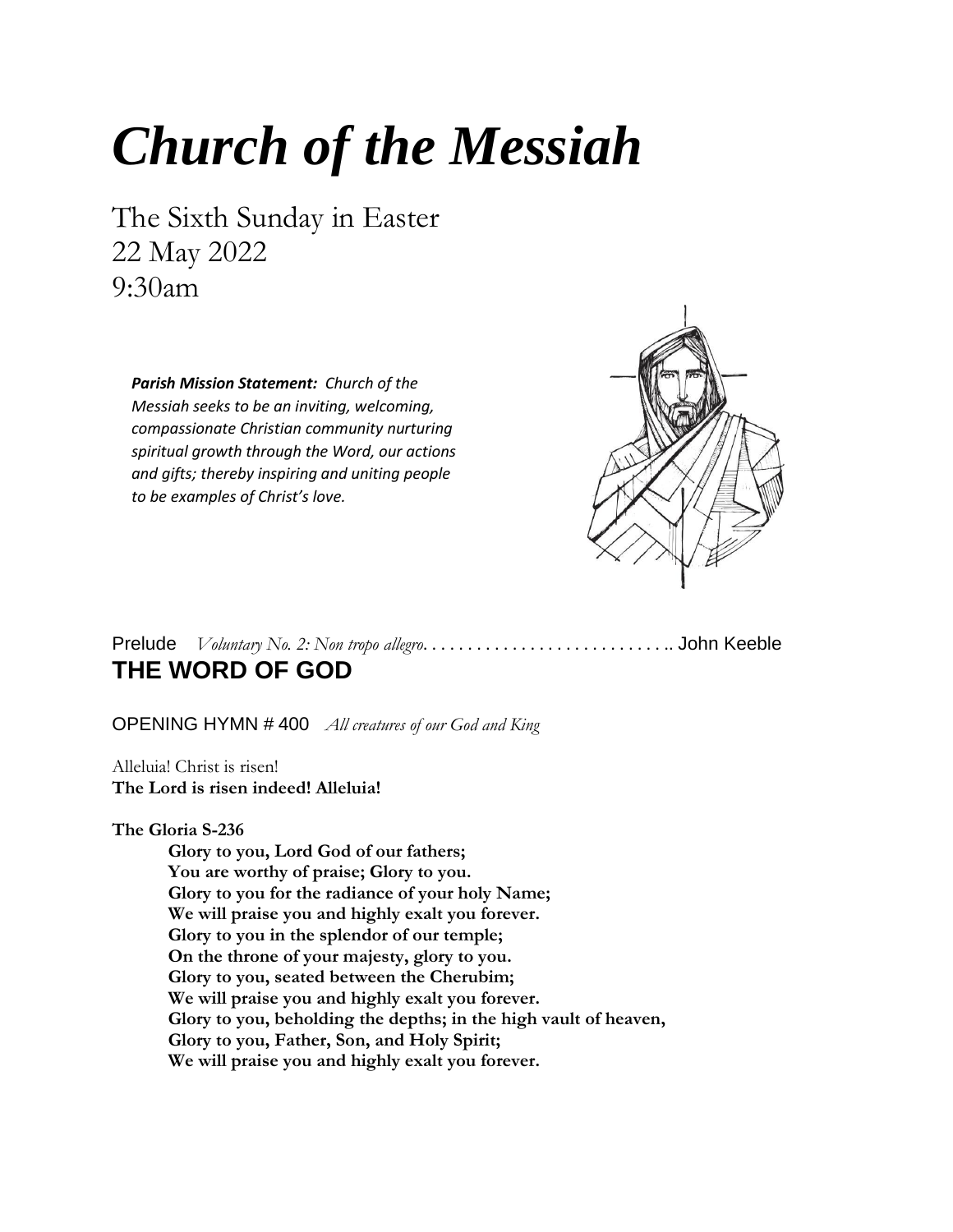# *Church of the Messiah*

The Sixth Sunday in Easter
22 May 2022
9:30am

***Parish Mission Statement:*** *Church of the Messiah seeks to be an inviting, welcoming, compassionate Christian community nurturing spiritual growth through the Word, our actions and gifts; thereby inspiring and uniting people to be examples of Christ's love.*

Prelude *Voluntary No. 2: Non tropo allegro*. . . . . . . . . . . . . . . . . . . . . . . . . . . .. John Keeble

## THE WORD OF GOD

OPENING HYMN # 400 *All creatures of our God and King*

Alleluia! Christ is risen!
**The Lord is risen indeed! Alleluia!**

**The Gloria S-236**

**Glory to you, Lord God of our fathers;**
**You are worthy of praise; Glory to you.**
**Glory to you for the radiance of your holy Name;**
**We will praise you and highly exalt you forever.**
**Glory to you in the splendor of our temple;**
**On the throne of your majesty, glory to you.**
**Glory to you, seated between the Cherubim;**
**We will praise you and highly exalt you forever.**
**Glory to you, beholding the depths; in the high vault of heaven,**
**Glory to you, Father, Son, and Holy Spirit;**
**We will praise you and highly exalt you forever.**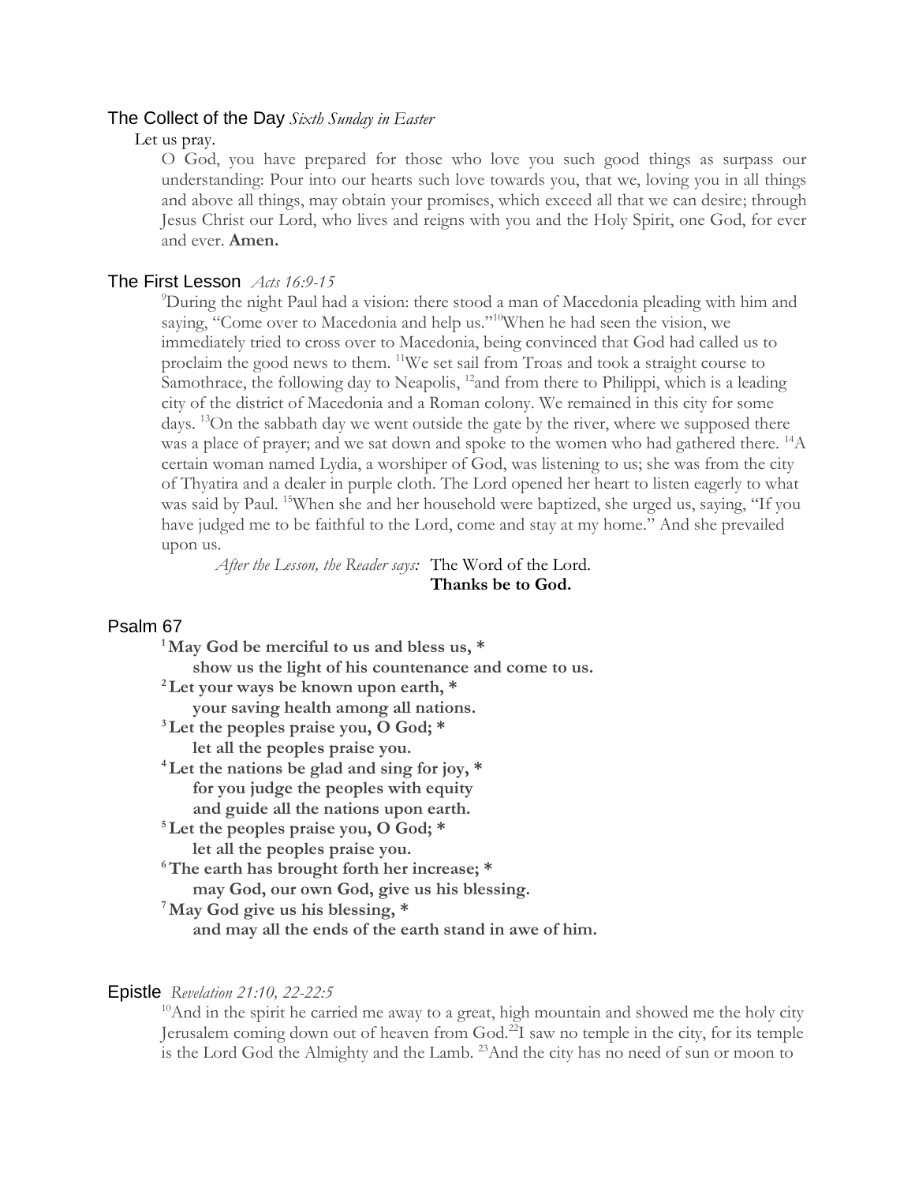## The Collect of the Day *Sixth Sunday in Easter*

Let us pray.

O God, you have prepared for those who love you such good things as surpass our understanding: Pour into our hearts such love towards you, that we, loving you in all things and above all things, may obtain your promises, which exceed all that we can desire; through Jesus Christ our Lord, who lives and reigns with you and the Holy Spirit, one God, for ever and ever. **Amen.**

## The First Lesson *Acts 16:9-15*

[9]During the night Paul had a vision: there stood a man of Macedonia pleading with him and saying, "Come over to Macedonia and help us."[10]When he had seen the vision, we immediately tried to cross over to Macedonia, being convinced that God had called us to proclaim the good news to them. [11]We set sail from Troas and took a straight course to Samothrace, the following day to Neapolis, [12]and from there to Philippi, which is a leading city of the district of Macedonia and a Roman colony. We remained in this city for some days. [13]On the sabbath day we went outside the gate by the river, where we supposed there was a place of prayer; and we sat down and spoke to the women who had gathered there. [14]A certain woman named Lydia, a worshiper of God, was listening to us; she was from the city of Thyatira and a dealer in purple cloth. The Lord opened her heart to listen eagerly to what was said by Paul. [15]When she and her household were baptized, she urged us, saying, "If you have judged me to be faithful to the Lord, come and stay at my home." And she prevailed upon us.

*After the Lesson, the Reader says:* The Word of the Lord.
**Thanks be to God.**

## Psalm 67

**[1]May God be merciful to us and bless us, \***
**show us the light of his countenance and come to us.**
**[2]Let your ways be known upon earth, \***
**your saving health among all nations.**
**[3]Let the peoples praise you, O God; \***
**let all the peoples praise you.**
**[4]Let the nations be glad and sing for joy, \***
**for you judge the peoples with equity**
**and guide all the nations upon earth.**
**[5]Let the peoples praise you, O God; \***
**let all the peoples praise you.**
**[6]The earth has brought forth her increase; \***
**may God, our own God, give us his blessing.**
**[7]May God give us his blessing, \***
**and may all the ends of the earth stand in awe of him.**

## Epistle *Revelation 21:10, 22-22:5*

[10]And in the spirit he carried me away to a great, high mountain and showed me the holy city Jerusalem coming down out of heaven from God.[22]I saw no temple in the city, for its temple is the Lord God the Almighty and the Lamb. [23]And the city has no need of sun or moon to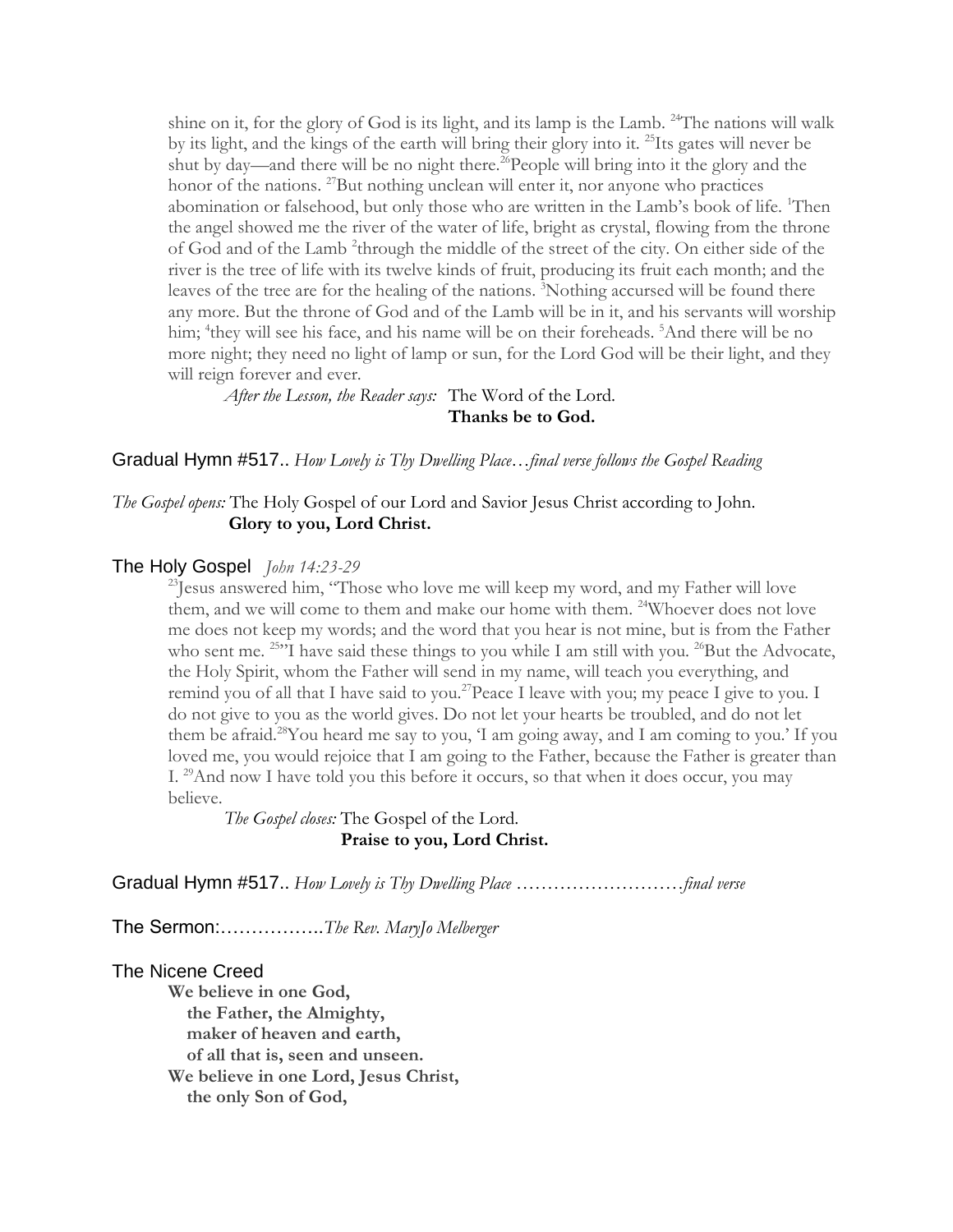shine on it, for the glory of God is its light, and its lamp is the Lamb. [24]The nations will walk by its light, and the kings of the earth will bring their glory into it. [25]Its gates will never be shut by day—and there will be no night there.[26]People will bring into it the glory and the honor of the nations. [27]But nothing unclean will enter it, nor anyone who practices abomination or falsehood, but only those who are written in the Lamb's book of life. [1]Then the angel showed me the river of the water of life, bright as crystal, flowing from the throne of God and of the Lamb [2]through the middle of the street of the city. On either side of the river is the tree of life with its twelve kinds of fruit, producing its fruit each month; and the leaves of the tree are for the healing of the nations. [3]Nothing accursed will be found there any more. But the throne of God and of the Lamb will be in it, and his servants will worship him; [4]they will see his face, and his name will be on their foreheads. [5]And there will be no more night; they need no light of lamp or sun, for the Lord God will be their light, and they will reign forever and ever.

*After the Lesson, the Reader says:* The Word of the Lord.
**Thanks be to God.**

Gradual Hymn #517.. *How Lovely is Thy Dwelling Place…final verse follows the Gospel Reading*

*The Gospel opens:* The Holy Gospel of our Lord and Savior Jesus Christ according to John.
**Glory to you, Lord Christ.**

## The Holy Gospel *John 14:23-29*

[23]Jesus answered him, "Those who love me will keep my word, and my Father will love them, and we will come to them and make our home with them. [24]Whoever does not love me does not keep my words; and the word that you hear is not mine, but is from the Father who sent me. [25]"I have said these things to you while I am still with you. [26]But the Advocate, the Holy Spirit, whom the Father will send in my name, will teach you everything, and remind you of all that I have said to you.[27]Peace I leave with you; my peace I give to you. I do not give to you as the world gives. Do not let your hearts be troubled, and do not let them be afraid.[28]You heard me say to you, 'I am going away, and I am coming to you.' If you loved me, you would rejoice that I am going to the Father, because the Father is greater than I. [29]And now I have told you this before it occurs, so that when it does occur, you may believe.

*The Gospel closes:* The Gospel of the Lord.
**Praise to you, Lord Christ.**

Gradual Hymn #517.. *How Lovely is Thy Dwelling Place ………………………final verse*

The Sermon:……………..*The Rev. MaryJo Melberger*

## The Nicene Creed

**We believe in one God,**
**the Father, the Almighty,**
**maker of heaven and earth,**
**of all that is, seen and unseen.**
**We believe in one Lord, Jesus Christ,**
**the only Son of God,**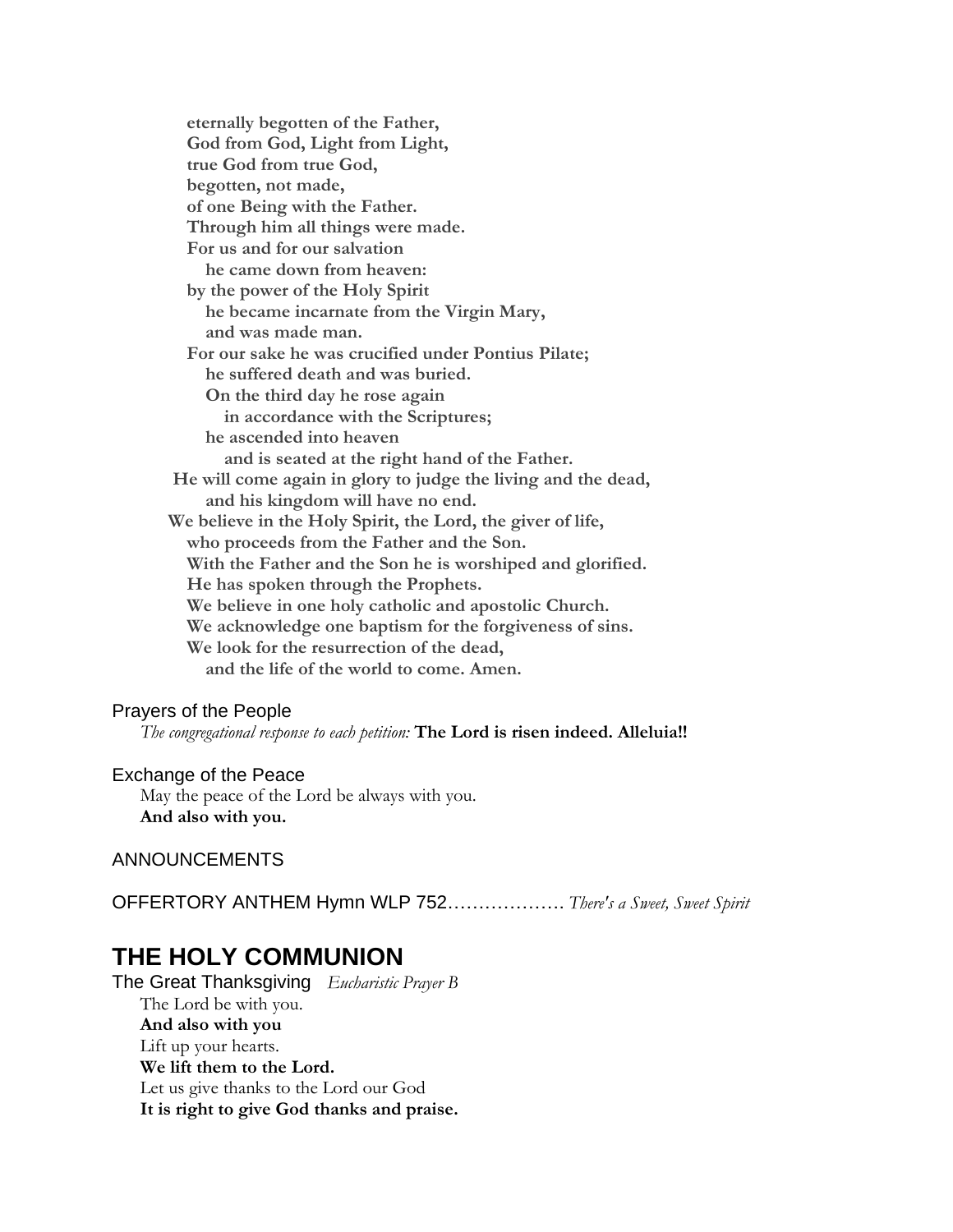**eternally begotten of the Father,**
**God from God, Light from Light,**
**true God from true God,**
**begotten, not made,**
**of one Being with the Father.**
**Through him all things were made.**
**For us and for our salvation**
**he came down from heaven:**
**by the power of the Holy Spirit**
**he became incarnate from the Virgin Mary,**
**and was made man.**
**For our sake he was crucified under Pontius Pilate;**
**he suffered death and was buried.**
**On the third day he rose again**
**in accordance with the Scriptures;**
**he ascended into heaven**
**and is seated at the right hand of the Father.**
**He will come again in glory to judge the living and the dead,**
**and his kingdom will have no end.**
**We believe in the Holy Spirit, the Lord, the giver of life,**
**who proceeds from the Father and the Son.**
**With the Father and the Son he is worshiped and glorified.**
**He has spoken through the Prophets.**
**We believe in one holy catholic and apostolic Church.**
**We acknowledge one baptism for the forgiveness of sins.**
**We look for the resurrection of the dead,**
**and the life of the world to come. Amen.**

Prayers of the People

*The congregational response to each petition:* **The Lord is risen indeed. Alleluia!!**

Exchange of the Peace

May the peace of the Lord be always with you.
**And also with you.**

ANNOUNCEMENTS

OFFERTORY ANTHEM Hymn WLP 752………………. *There's a Sweet, Sweet Spirit*

# THE HOLY COMMUNION

The Great Thanksgiving *Eucharistic Prayer B*

The Lord be with you.
**And also with you**
Lift up your hearts.
**We lift them to the Lord.**
Let us give thanks to the Lord our God
**It is right to give God thanks and praise.**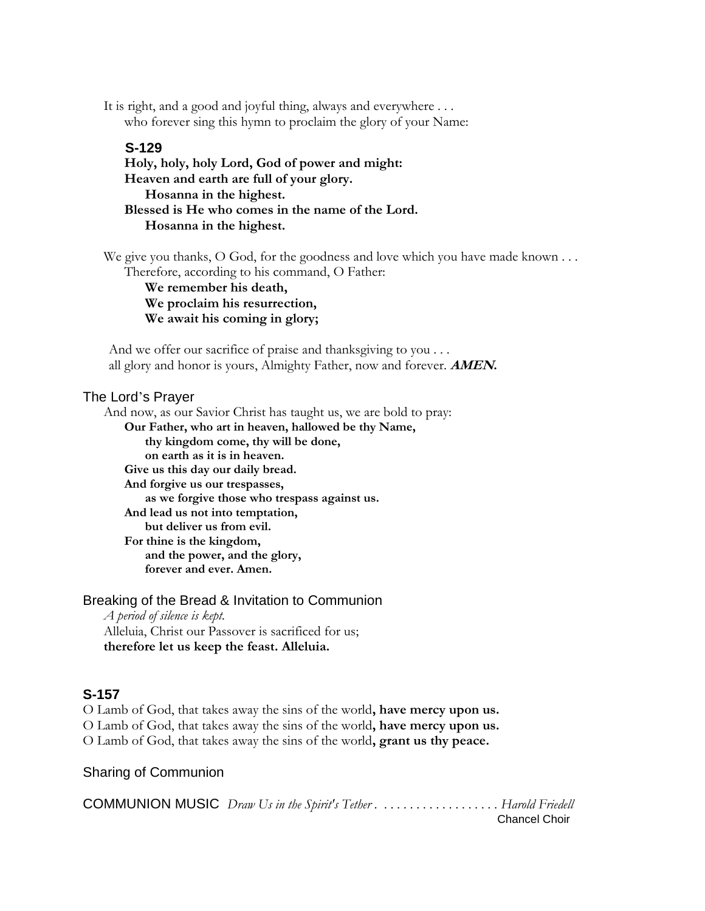It is right, and a good and joyful thing, always and everywhere . . .
who forever sing this hymn to proclaim the glory of your Name:

**S-129**

**Holy, holy, holy Lord, God of power and might:**
**Heaven and earth are full of your glory.**
**Hosanna in the highest.**
**Blessed is He who comes in the name of the Lord.**
**Hosanna in the highest.**

We give you thanks, O God, for the goodness and love which you have made known . . .
Therefore, according to his command, O Father:
**We remember his death,**
**We proclaim his resurrection,**
**We await his coming in glory;**

And we offer our sacrifice of praise and thanksgiving to you . . .
all glory and honor is yours, Almighty Father, now and forever. ***AMEN.***

## The Lord's Prayer

And now, as our Savior Christ has taught us, we are bold to pray:
**Our Father, who art in heaven, hallowed be thy Name,**
**thy kingdom come, thy will be done,**
**on earth as it is in heaven.**
**Give us this day our daily bread.**
**And forgive us our trespasses,**
**as we forgive those who trespass against us.**
**And lead us not into temptation,**
**but deliver us from evil.**
**For thine is the kingdom,**
**and the power, and the glory,**
**forever and ever. Amen.**

## Breaking of the Bread & Invitation to Communion

*A period of silence is kept.*
Alleluia, Christ our Passover is sacrificed for us;
**therefore let us keep the feast. Alleluia.**

**S-157**

O Lamb of God, that takes away the sins of the world**, have mercy upon us.**
O Lamb of God, that takes away the sins of the world**, have mercy upon us.**
O Lamb of God, that takes away the sins of the world**, grant us thy peace.**

## Sharing of Communion

COMMUNION MUSIC *Draw Us in the Spirit's Tether* . . . . . . . . . . . . . . . . . . . *Harold Friedell*
Chancel Choir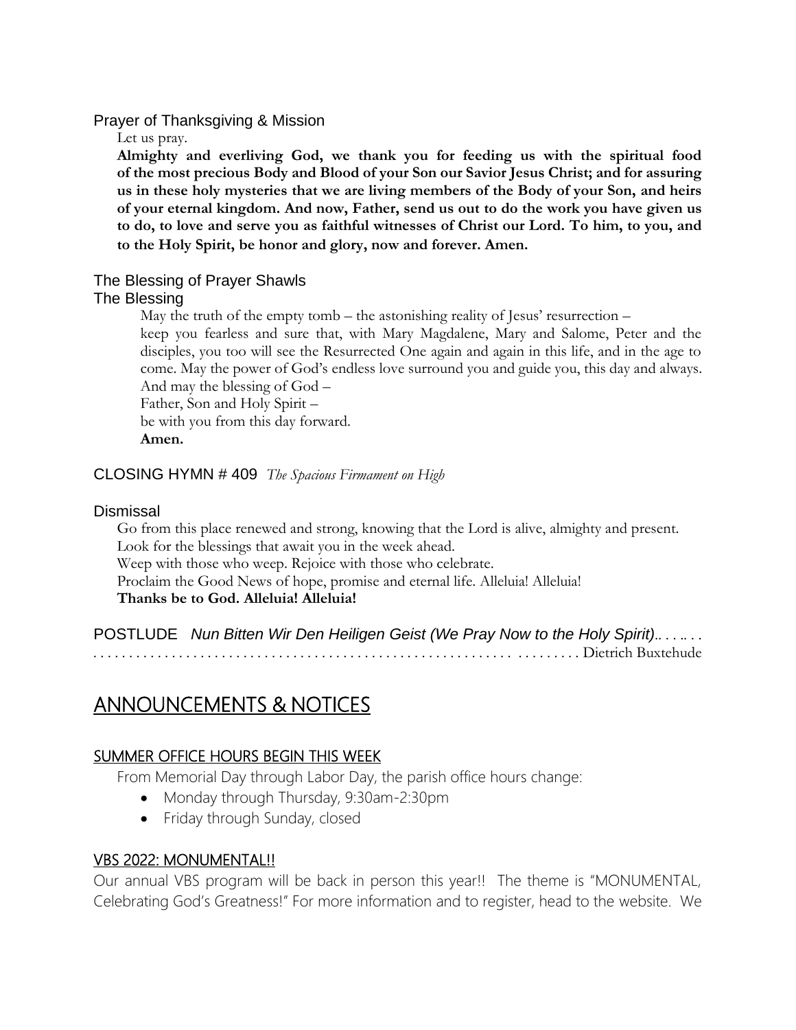### Prayer of Thanksgiving & Mission

Let us pray.

**Almighty and everliving God, we thank you for feeding us with the spiritual food of the most precious Body and Blood of your Son our Savior Jesus Christ; and for assuring us in these holy mysteries that we are living members of the Body of your Son, and heirs of your eternal kingdom. And now, Father, send us out to do the work you have given us to do, to love and serve you as faithful witnesses of Christ our Lord. To him, to you, and to the Holy Spirit, be honor and glory, now and forever. Amen.**

### The Blessing of Prayer Shawls

### The Blessing

May the truth of the empty tomb – the astonishing reality of Jesus' resurrection – keep you fearless and sure that, with Mary Magdalene, Mary and Salome, Peter and the disciples, you too will see the Resurrected One again and again in this life, and in the age to come. May the power of God's endless love surround you and guide you, this day and always.
And may the blessing of God –
Father, Son and Holy Spirit –
be with you from this day forward.
**Amen.**

### CLOSING HYMN # 409 *The Spacious Firmament on High*

### Dismissal

Go from this place renewed and strong, knowing that the Lord is alive, almighty and present.
Look for the blessings that await you in the week ahead.
Weep with those who weep. Rejoice with those who celebrate.
Proclaim the Good News of hope, promise and eternal life. Alleluia! Alleluia!
**Thanks be to God. Alleluia! Alleluia!**

POSTLUDE *Nun Bitten Wir Den Heiligen Geist (We Pray Now to the Holy Spirit)*. . . . . . . . . . . . . . . . . . . . . . . . . . . . . . . . . . . . . . . . . . . . . . . . . . . . . . . . . . . . . . . . . . . . . Dietrich Buxtehude

# ANNOUNCEMENTS & NOTICES

## SUMMER OFFICE HOURS BEGIN THIS WEEK

From Memorial Day through Labor Day, the parish office hours change:

- Monday through Thursday, 9:30am-2:30pm
- Friday through Sunday, closed

## VBS 2022: MONUMENTAL!!

Our annual VBS program will be back in person this year!! The theme is "MONUMENTAL, Celebrating God's Greatness!" For more information and to register, head to the website. We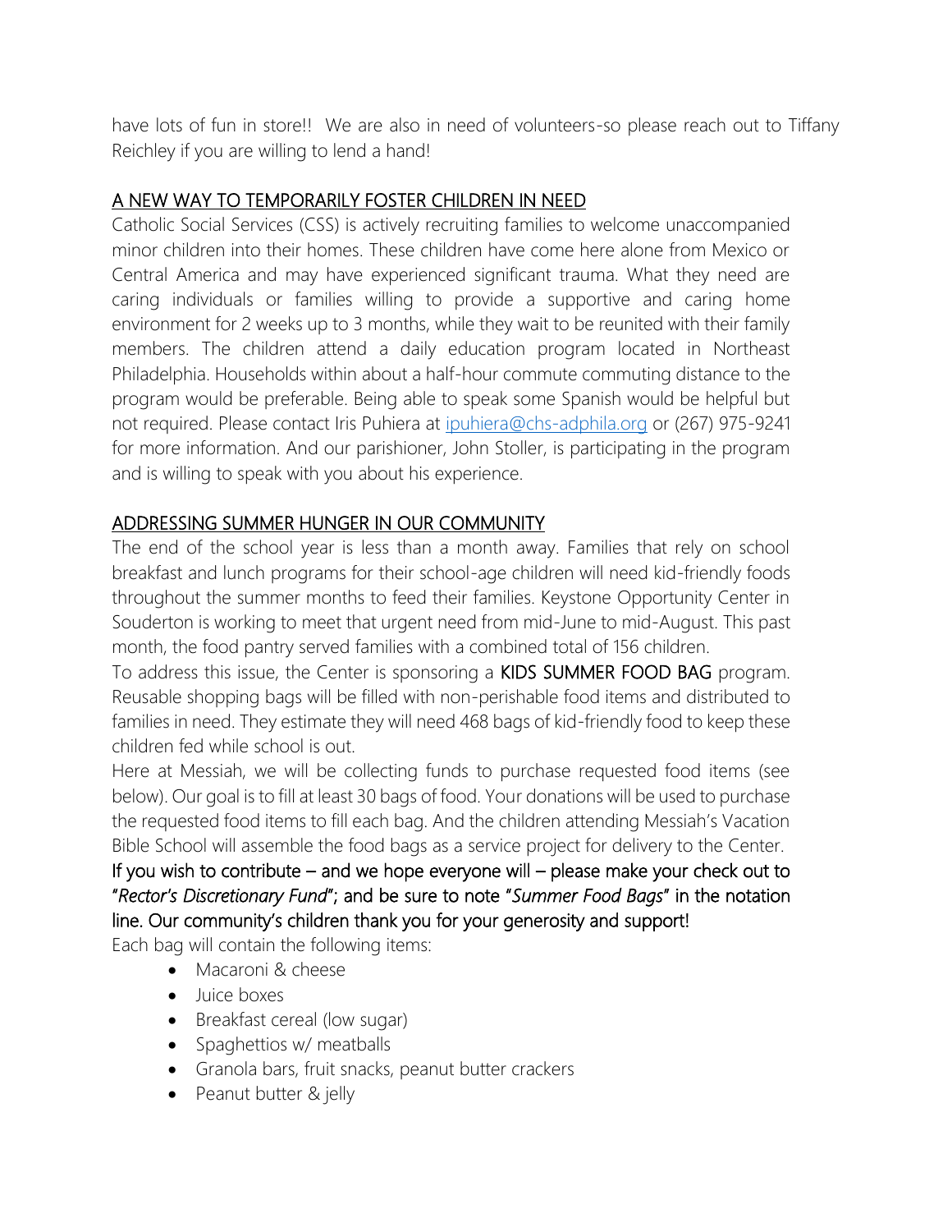have lots of fun in store!! We are also in need of volunteers-so please reach out to Tiffany Reichley if you are willing to lend a hand!

## A NEW WAY TO TEMPORARILY FOSTER CHILDREN IN NEED

Catholic Social Services (CSS) is actively recruiting families to welcome unaccompanied minor children into their homes. These children have come here alone from Mexico or Central America and may have experienced significant trauma. What they need are caring individuals or families willing to provide a supportive and caring home environment for 2 weeks up to 3 months, while they wait to be reunited with their family members. The children attend a daily education program located in Northeast Philadelphia. Households within about a half-hour commute commuting distance to the program would be preferable. Being able to speak some Spanish would be helpful but not required. Please contact Iris Puhiera at ipuhiera@chs-adphila.org or (267) 975-9241 for more information. And our parishioner, John Stoller, is participating in the program and is willing to speak with you about his experience.

## ADDRESSING SUMMER HUNGER IN OUR COMMUNITY

The end of the school year is less than a month away. Families that rely on school breakfast and lunch programs for their school-age children will need kid-friendly foods throughout the summer months to feed their families. Keystone Opportunity Center in Souderton is working to meet that urgent need from mid-June to mid-August. This past month, the food pantry served families with a combined total of 156 children.

To address this issue, the Center is sponsoring a **KIDS SUMMER FOOD BAG** program. Reusable shopping bags will be filled with non-perishable food items and distributed to families in need. They estimate they will need 468 bags of kid-friendly food to keep these children fed while school is out.

Here at Messiah, we will be collecting funds to purchase requested food items (see below). Our goal is to fill at least 30 bags of food. Your donations will be used to purchase the requested food items to fill each bag. And the children attending Messiah's Vacation Bible School will assemble the food bags as a service project for delivery to the Center.

**If you wish to contribute – and we hope everyone will – please make your check out to "*Rector's Discretionary Fund*"; and be sure to note "*Summer Food Bags*" in the notation line. Our community's children thank you for your generosity and support!**

Each bag will contain the following items:

- Macaroni & cheese
- Juice boxes
- Breakfast cereal (low sugar)
- Spaghettios w/ meatballs
- Granola bars, fruit snacks, peanut butter crackers
- Peanut butter & jelly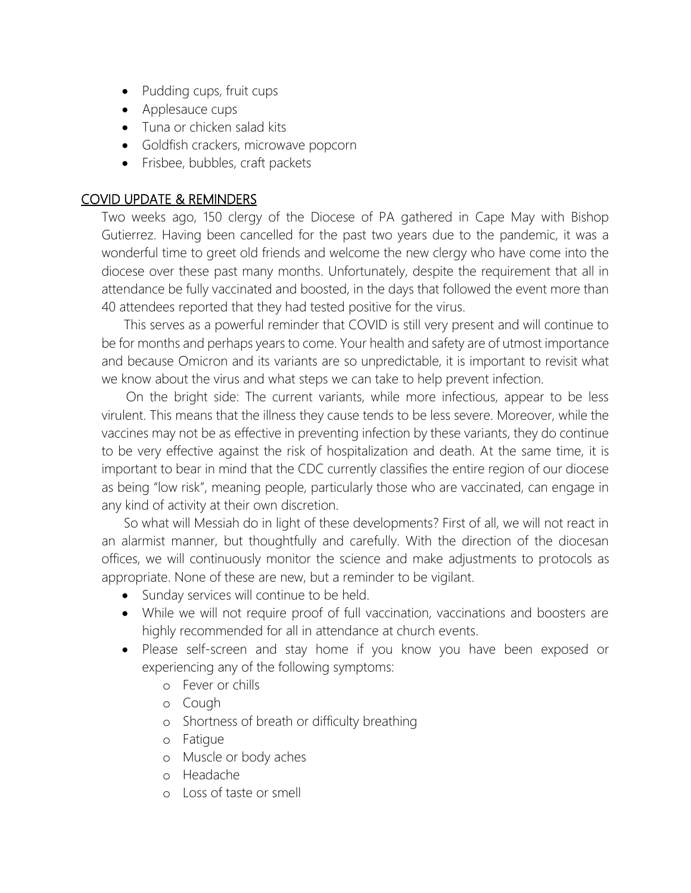- Pudding cups, fruit cups
- Applesauce cups
- Tuna or chicken salad kits
- Goldfish crackers, microwave popcorn
- Frisbee, bubbles, craft packets

## COVID UPDATE & REMINDERS

Two weeks ago, 150 clergy of the Diocese of PA gathered in Cape May with Bishop Gutierrez. Having been cancelled for the past two years due to the pandemic, it was a wonderful time to greet old friends and welcome the new clergy who have come into the diocese over these past many months. Unfortunately, despite the requirement that all in attendance be fully vaccinated and boosted, in the days that followed the event more than 40 attendees reported that they had tested positive for the virus.

This serves as a powerful reminder that COVID is still very present and will continue to be for months and perhaps years to come. Your health and safety are of utmost importance and because Omicron and its variants are so unpredictable, it is important to revisit what we know about the virus and what steps we can take to help prevent infection.

On the bright side: The current variants, while more infectious, appear to be less virulent. This means that the illness they cause tends to be less severe. Moreover, while the vaccines may not be as effective in preventing infection by these variants, they do continue to be very effective against the risk of hospitalization and death. At the same time, it is important to bear in mind that the CDC currently classifies the entire region of our diocese as being "low risk", meaning people, particularly those who are vaccinated, can engage in any kind of activity at their own discretion.

So what will Messiah do in light of these developments? First of all, we will not react in an alarmist manner, but thoughtfully and carefully. With the direction of the diocesan offices, we will continuously monitor the science and make adjustments to protocols as appropriate. None of these are new, but a reminder to be vigilant.

- Sunday services will continue to be held.
- While we will not require proof of full vaccination, vaccinations and boosters are highly recommended for all in attendance at church events.
- Please self-screen and stay home if you know you have been exposed or experiencing any of the following symptoms:
  - Fever or chills
  - Cough
  - Shortness of breath or difficulty breathing
  - Fatigue
  - Muscle or body aches
  - Headache
  - Loss of taste or smell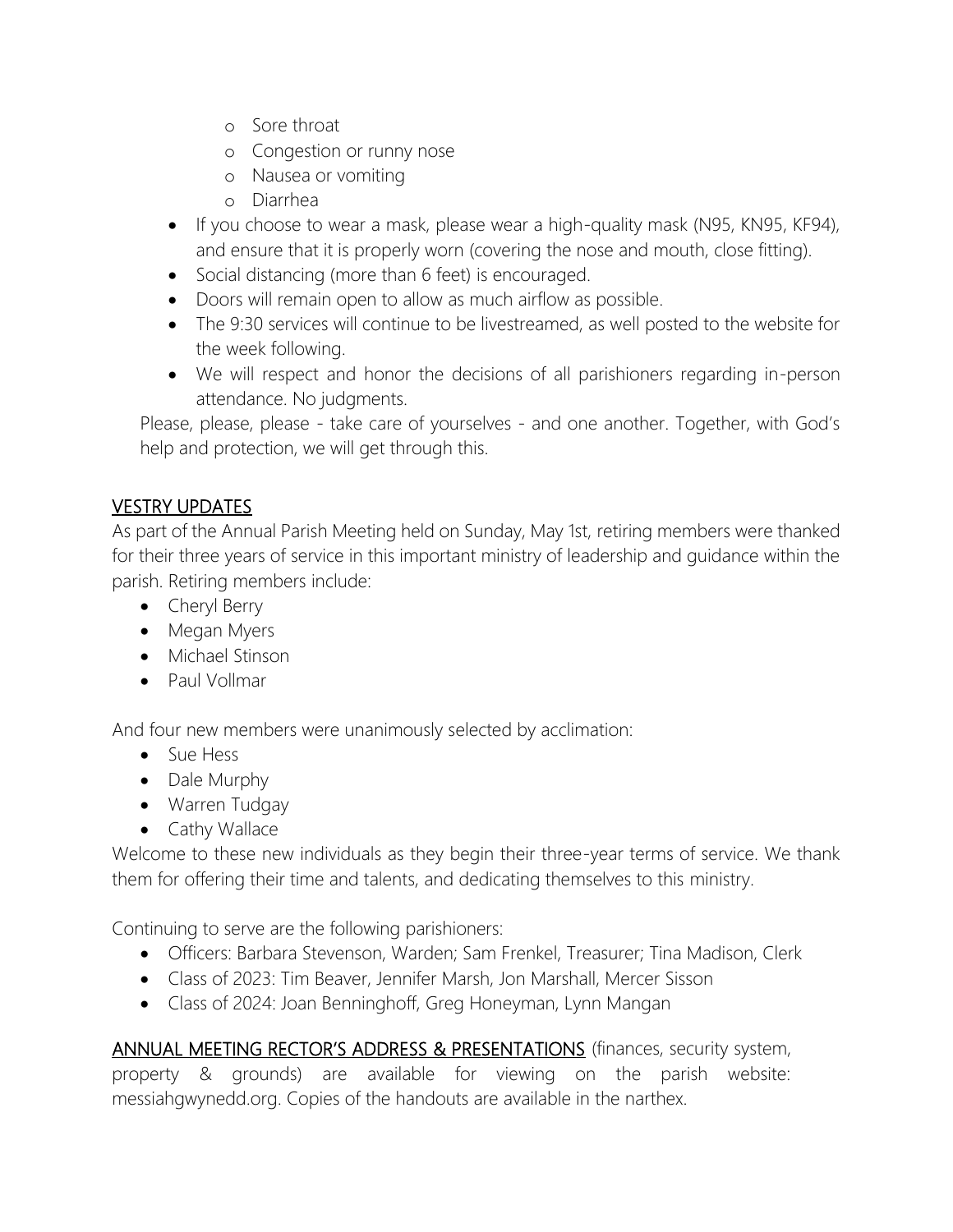- Sore throat
  - Congestion or runny nose
  - Nausea or vomiting
  - Diarrhea
- If you choose to wear a mask, please wear a high-quality mask (N95, KN95, KF94), and ensure that it is properly worn (covering the nose and mouth, close fitting).
- Social distancing (more than 6 feet) is encouraged.
- Doors will remain open to allow as much airflow as possible.
- The 9:30 services will continue to be livestreamed, as well posted to the website for the week following.
- We will respect and honor the decisions of all parishioners regarding in-person attendance. No judgments.

Please, please, please - take care of yourselves - and one another. Together, with God's help and protection, we will get through this.

## VESTRY UPDATES

As part of the Annual Parish Meeting held on Sunday, May 1st, retiring members were thanked for their three years of service in this important ministry of leadership and guidance within the parish. Retiring members include:

- Cheryl Berry
- Megan Myers
- Michael Stinson
- Paul Vollmar

And four new members were unanimously selected by acclimation:

- Sue Hess
- Dale Murphy
- Warren Tudgay
- Cathy Wallace

Welcome to these new individuals as they begin their three-year terms of service. We thank them for offering their time and talents, and dedicating themselves to this ministry.

Continuing to serve are the following parishioners:

- Officers: Barbara Stevenson, Warden; Sam Frenkel, Treasurer; Tina Madison, Clerk
- Class of 2023: Tim Beaver, Jennifer Marsh, Jon Marshall, Mercer Sisson
- Class of 2024: Joan Benninghoff, Greg Honeyman, Lynn Mangan

**ANNUAL MEETING RECTOR'S ADDRESS & PRESENTATIONS** (finances, security system, property & grounds) are available for viewing on the parish website: messiahgwynedd.org. Copies of the handouts are available in the narthex.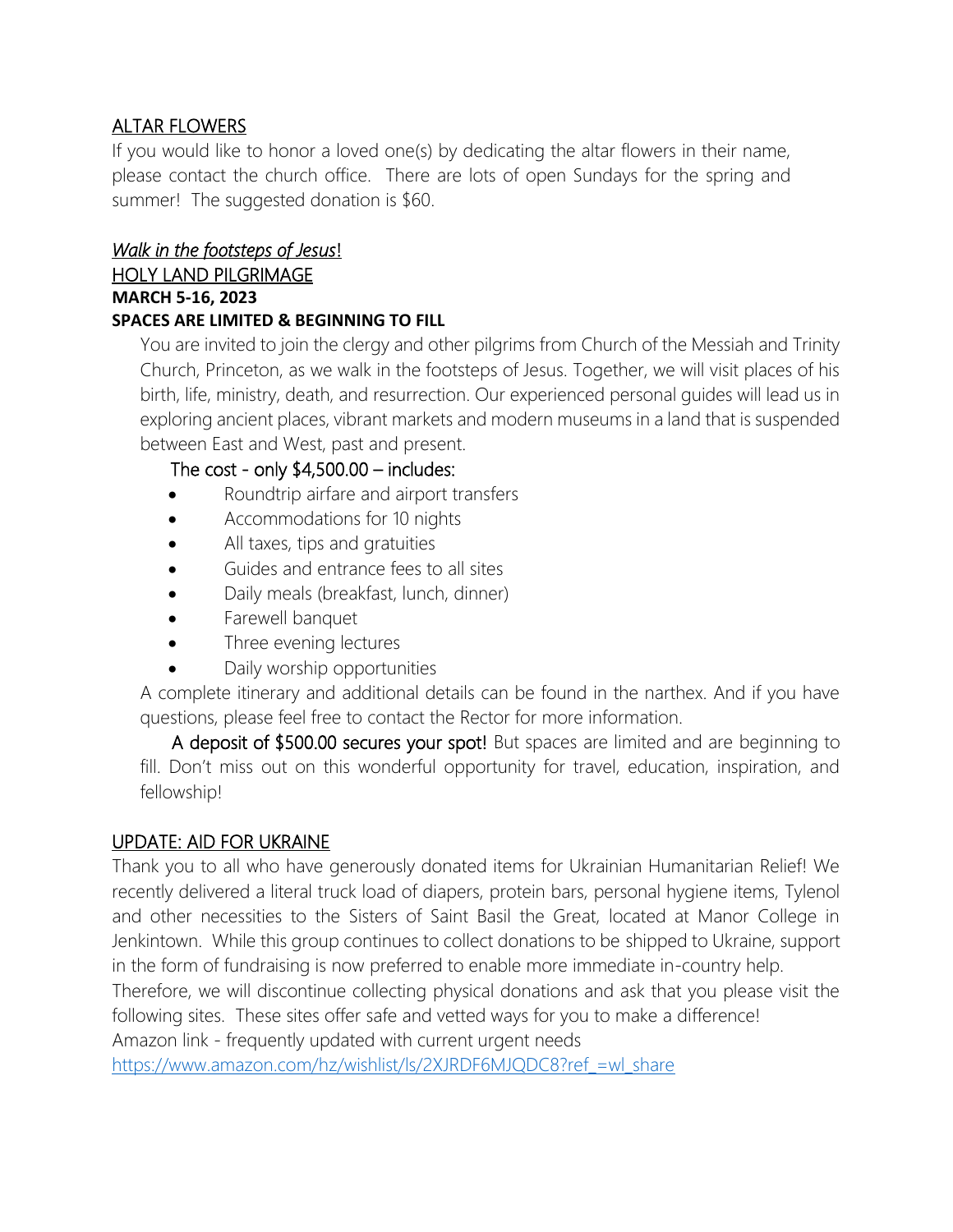## ALTAR FLOWERS

If you would like to honor a loved one(s) by dedicating the altar flowers in their name, please contact the church office. There are lots of open Sundays for the spring and summer! The suggested donation is $60.

## *Walk in the footsteps of Jesus*!

## HOLY LAND PILGRIMAGE

**MARCH 5-16, 2023**

**SPACES ARE LIMITED & BEGINNING TO FILL**

You are invited to join the clergy and other pilgrims from Church of the Messiah and Trinity Church, Princeton, as we walk in the footsteps of Jesus. Together, we will visit places of his birth, life, ministry, death, and resurrection. Our experienced personal guides will lead us in exploring ancient places, vibrant markets and modern museums in a land that is suspended between East and West, past and present.

The cost - only $4,500.00 – includes:

- Roundtrip airfare and airport transfers
- Accommodations for 10 nights
- All taxes, tips and gratuities
- Guides and entrance fees to all sites
- Daily meals (breakfast, lunch, dinner)
- Farewell banquet
- Three evening lectures
- Daily worship opportunities

A complete itinerary and additional details can be found in the narthex. And if you have questions, please feel free to contact the Rector for more information.

A deposit of $500.00 secures your spot! But spaces are limited and are beginning to fill. Don't miss out on this wonderful opportunity for travel, education, inspiration, and fellowship!

## UPDATE: AID FOR UKRAINE

Thank you to all who have generously donated items for Ukrainian Humanitarian Relief! We recently delivered a literal truck load of diapers, protein bars, personal hygiene items, Tylenol and other necessities to the Sisters of Saint Basil the Great, located at Manor College in Jenkintown. While this group continues to collect donations to be shipped to Ukraine, support in the form of fundraising is now preferred to enable more immediate in-country help.

Therefore, we will discontinue collecting physical donations and ask that you please visit the following sites. These sites offer safe and vetted ways for you to make a difference!

Amazon link - frequently updated with current urgent needs

https://www.amazon.com/hz/wishlist/ls/2XJRDF6MJQDC8?ref_=wl_share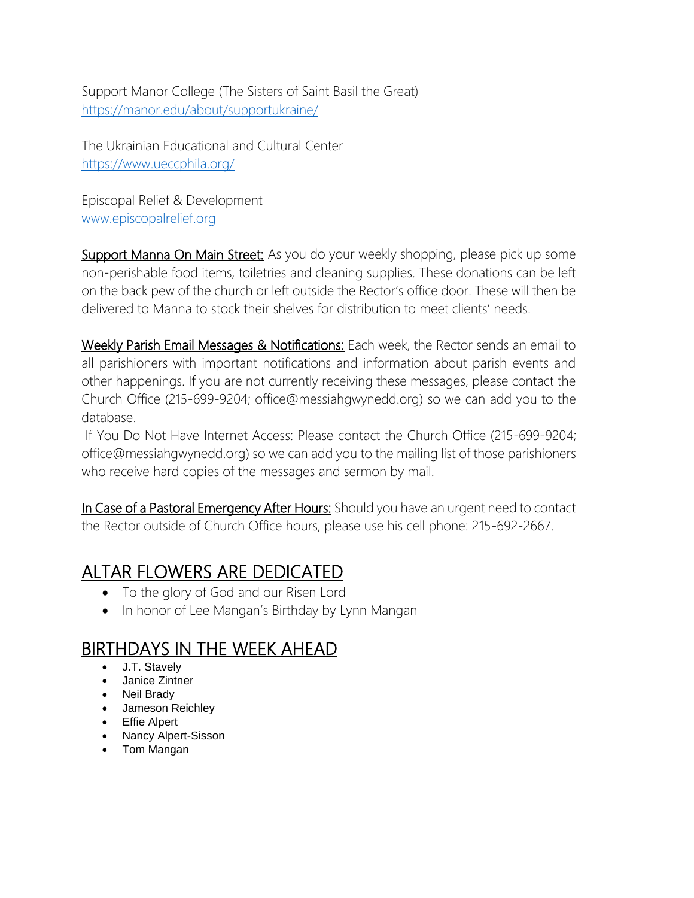Support Manor College (The Sisters of Saint Basil the Great)
[https://manor.edu/about/supportukraine/](https://manor.edu/about/supportukraine/)

The Ukrainian Educational and Cultural Center
[https://www.ueccphila.org/](https://www.ueccphila.org/)

Episcopal Relief & Development
[www.episcopalrelief.org](www.episcopalrelief.org)

<u>Support Manna On Main Street:</u> As you do your weekly shopping, please pick up some non-perishable food items, toiletries and cleaning supplies. These donations can be left on the back pew of the church or left outside the Rector's office door. These will then be delivered to Manna to stock their shelves for distribution to meet clients' needs.

<u>Weekly Parish Email Messages & Notifications:</u> Each week, the Rector sends an email to all parishioners with important notifications and information about parish events and other happenings. If you are not currently receiving these messages, please contact the Church Office (215-699-9204; office@messiahgwynedd.org) so we can add you to the database.

If You Do Not Have Internet Access: Please contact the Church Office (215-699-9204; office@messiahgwynedd.org) so we can add you to the mailing list of those parishioners who receive hard copies of the messages and sermon by mail.

<u>In Case of a Pastoral Emergency After Hours:</u> Should you have an urgent need to contact the Rector outside of Church Office hours, please use his cell phone: 215-692-2667.

## ALTAR FLOWERS ARE DEDICATED

- To the glory of God and our Risen Lord
- In honor of Lee Mangan's Birthday by Lynn Mangan

## BIRTHDAYS IN THE WEEK AHEAD

- J.T. Stavely
- Janice Zintner
- Neil Brady
- Jameson Reichley
- Effie Alpert
- Nancy Alpert-Sisson
- Tom Mangan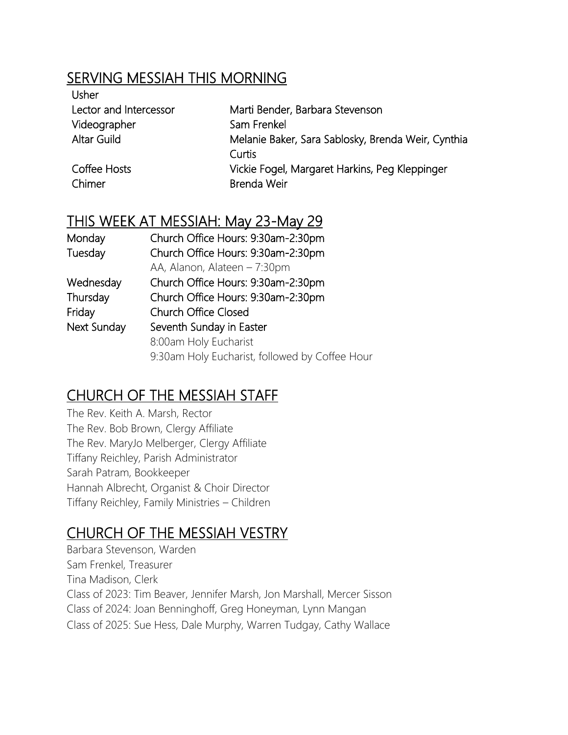## SERVING MESSIAH THIS MORNING

| | |
|---|---|
| Usher | |
| Lector and Intercessor | Marti Bender, Barbara Stevenson |
| Videographer | Sam Frenkel |
| Altar Guild | Melanie Baker, Sara Sablosky, Brenda Weir, Cynthia Curtis |
| Coffee Hosts | Vickie Fogel, Margaret Harkins, Peg Kleppinger |
| Chimer | Brenda Weir |

## THIS WEEK AT MESSIAH: May 23-May 29

| | |
|---|---|
| Monday | Church Office Hours: 9:30am-2:30pm |
| Tuesday | Church Office Hours: 9:30am-2:30pm |
| | AA, Alanon, Alateen – 7:30pm |
| Wednesday | Church Office Hours: 9:30am-2:30pm |
| Thursday | Church Office Hours: 9:30am-2:30pm |
| Friday | Church Office Closed |
| Next Sunday | Seventh Sunday in Easter |
| | 8:00am Holy Eucharist |
| | 9:30am Holy Eucharist, followed by Coffee Hour |

## CHURCH OF THE MESSIAH STAFF

The Rev. Keith A. Marsh, Rector
The Rev. Bob Brown, Clergy Affiliate
The Rev. MaryJo Melberger, Clergy Affiliate
Tiffany Reichley, Parish Administrator
Sarah Patram, Bookkeeper
Hannah Albrecht, Organist & Choir Director
Tiffany Reichley, Family Ministries – Children

## CHURCH OF THE MESSIAH VESTRY

Barbara Stevenson, Warden
Sam Frenkel, Treasurer
Tina Madison, Clerk
Class of 2023: Tim Beaver, Jennifer Marsh, Jon Marshall, Mercer Sisson
Class of 2024: Joan Benninghoff, Greg Honeyman, Lynn Mangan
Class of 2025: Sue Hess, Dale Murphy, Warren Tudgay, Cathy Wallace